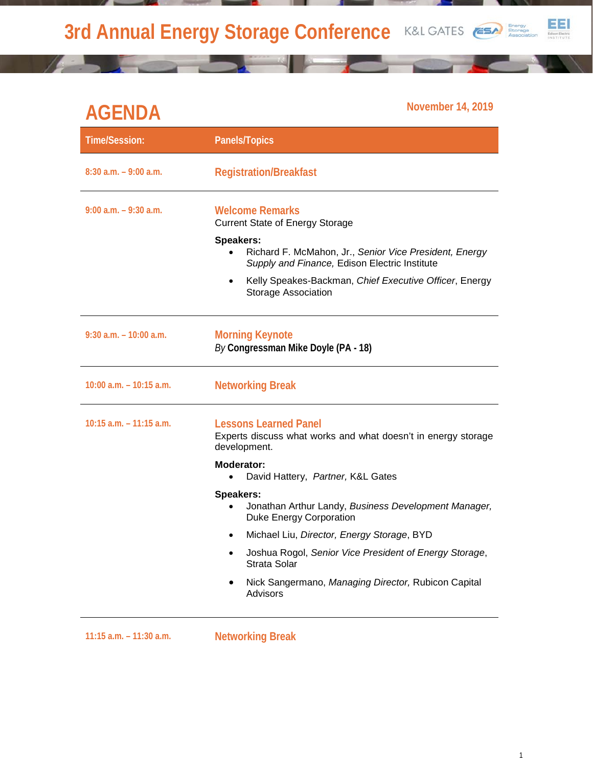# 3rd Annual Energy Storage Conference

K&L GATES | Energy Storage Association | EEI Edison Electric Institute

## AGENDA

November 14, 2019

| Time/Session: | Panels/Topics |
|---|---|
| 8:30 a.m. – 9:00 a.m. | **Registration/Breakfast** |
| 9:00 a.m. – 9:30 a.m. | **Welcome Remarks**<br>Current State of Energy Storage<br>**Speakers:**<br>• Richard F. McMahon, Jr., *Senior Vice President, Energy Supply and Finance,* Edison Electric Institute<br>• Kelly Speakes-Backman, *Chief Executive Officer*, Energy Storage Association |
| 9:30 a.m. – 10:00 a.m. | **Morning Keynote**<br>*By* **Congressman Mike Doyle (PA - 18)** |
| 10:00 a.m. – 10:15 a.m. | **Networking Break** |
| 10:15 a.m. – 11:15 a.m. | **Lessons Learned Panel**<br>Experts discuss what works and what doesn't in energy storage development.<br>**Moderator:**<br>• David Hattery, *Partner,* K&L Gates<br>**Speakers:**<br>• Jonathan Arthur Landy, *Business Development Manager,* Duke Energy Corporation<br>• Michael Liu, *Director, Energy Storage*, BYD<br>• Joshua Rogol, *Senior Vice President of Energy Storage*, Strata Solar<br>• Nick Sangermano, *Managing Director,* Rubicon Capital Advisors |
| 11:15 a.m. – 11:30 a.m. | **Networking Break** |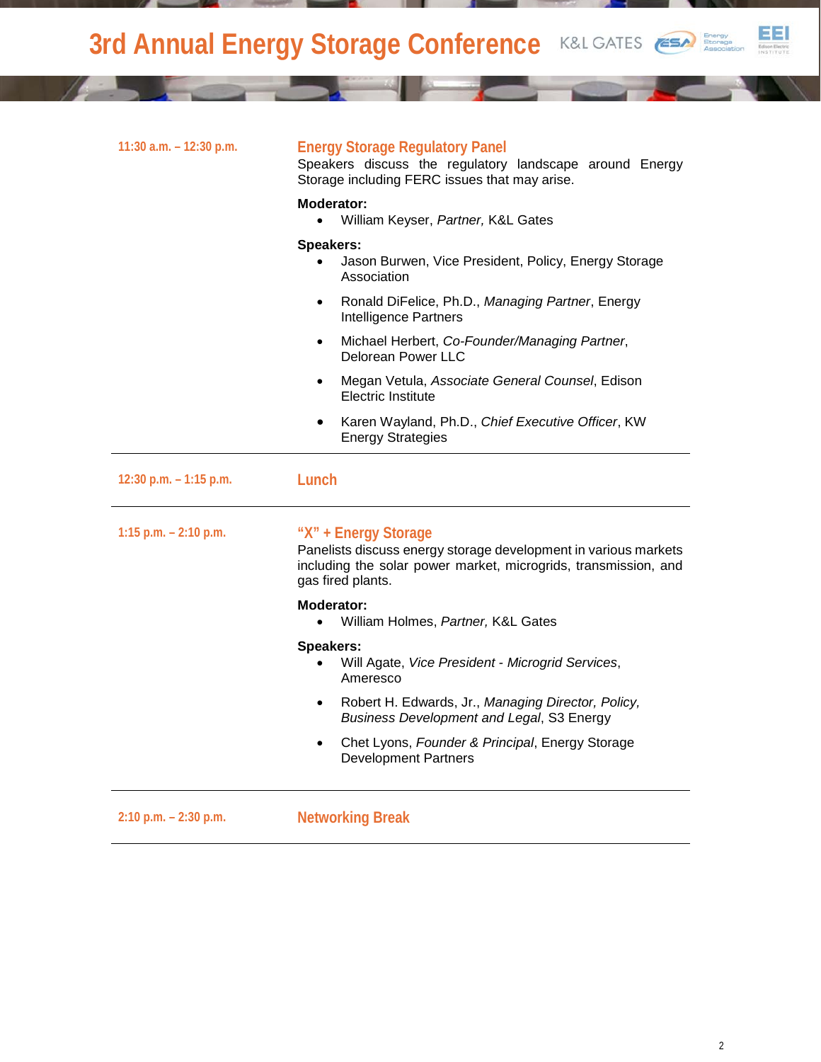**11:30 a.m. – 12:30 p.m.**

## Energy Storage Regulatory Panel

Speakers discuss the regulatory landscape around Energy Storage including FERC issues that may arise.

**Moderator:**

- William Keyser, *Partner,* K&L Gates

**Speakers:**

- Jason Burwen, Vice President, Policy, Energy Storage Association
- Ronald DiFelice, Ph.D., *Managing Partner*, Energy Intelligence Partners
- Michael Herbert, *Co-Founder/Managing Partner*, Delorean Power LLC
- Megan Vetula, *Associate General Counsel*, Edison Electric Institute
- Karen Wayland, Ph.D., *Chief Executive Officer*, KW Energy Strategies

---

**12:30 p.m. – 1:15 p.m.**

## Lunch

---

**1:15 p.m. – 2:10 p.m.**

## "X" + Energy Storage

Panelists discuss energy storage development in various markets including the solar power market, microgrids, transmission, and gas fired plants.

**Moderator:**

- William Holmes, *Partner,* K&L Gates

**Speakers:**

- Will Agate, *Vice President - Microgrid Services*, Ameresco
- Robert H. Edwards, Jr., *Managing Director, Policy, Business Development and Legal*, S3 Energy
- Chet Lyons, *Founder & Principal*, Energy Storage Development Partners

---

**2:10 p.m. – 2:30 p.m.**

## Networking Break

---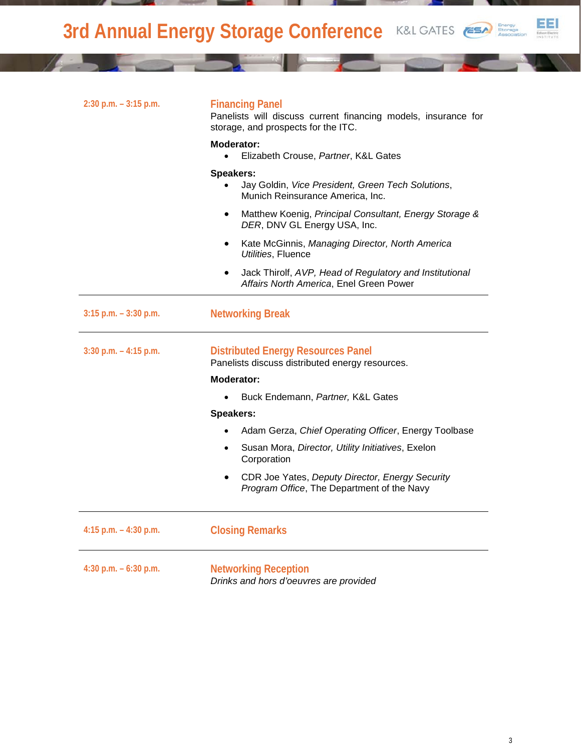**2:30 p.m. – 3:15 p.m.**

## Financing Panel

Panelists will discuss current financing models, insurance for storage, and prospects for the ITC.

**Moderator:**

- Elizabeth Crouse, *Partner*, K&L Gates

**Speakers:**

- Jay Goldin, *Vice President, Green Tech Solutions*, Munich Reinsurance America, Inc.
- Matthew Koenig, *Principal Consultant, Energy Storage & DER*, DNV GL Energy USA, Inc.
- Kate McGinnis, *Managing Director, North America Utilities*, Fluence
- Jack Thirolf, *AVP, Head of Regulatory and Institutional Affairs North America*, Enel Green Power

---

**3:15 p.m. – 3:30 p.m.**

## Networking Break

---

**3:30 p.m. – 4:15 p.m.**

## Distributed Energy Resources Panel

Panelists discuss distributed energy resources.

**Moderator:**

- Buck Endemann, *Partner,* K&L Gates

**Speakers:**

- Adam Gerza, *Chief Operating Officer*, Energy Toolbase
- Susan Mora, *Director, Utility Initiatives*, Exelon Corporation
- CDR Joe Yates, *Deputy Director, Energy Security Program Office*, The Department of the Navy

---

**4:15 p.m. – 4:30 p.m.**

## Closing Remarks

---

**4:30 p.m. – 6:30 p.m.**

## Networking Reception

*Drinks and hors d'oeuvres are provided*